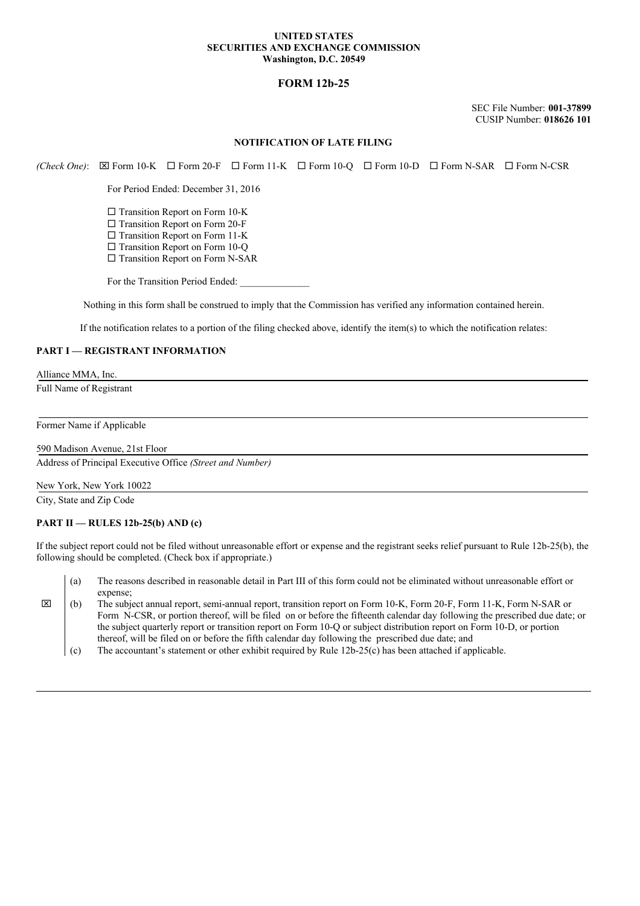**UNITED STATES**
**SECURITIES AND EXCHANGE COMMISSION**
**Washington, D.C. 20549**

# FORM 12b-25

SEC File Number: **001-37899**
CUSIP Number: **018626 101**

## NOTIFICATION OF LATE FILING

*(Check One)*: ☒ Form 10-K ☐ Form 20-F ☐ Form 11-K ☐ Form 10-Q ☐ Form 10-D ☐ Form N-SAR ☐ Form N-CSR

For Period Ended: December 31, 2016

☐ Transition Report on Form 10-K
☐ Transition Report on Form 20-F
☐ Transition Report on Form 11-K
☐ Transition Report on Form 10-Q
☐ Transition Report on Form N-SAR

For the Transition Period Ended: ______________

Nothing in this form shall be construed to imply that the Commission has verified any information contained herein.

If the notification relates to a portion of the filing checked above, identify the item(s) to which the notification relates:

### PART I — REGISTRANT INFORMATION

Alliance MMA, Inc.
Full Name of Registrant

Former Name if Applicable

590 Madison Avenue, 21st Floor
Address of Principal Executive Office *(Street and Number)*

New York, New York 10022
City, State and Zip Code

### PART II — RULES 12b-25(b) AND (c)

If the subject report could not be filed without unreasonable effort or expense and the registrant seeks relief pursuant to Rule 12b-25(b), the following should be completed. (Check box if appropriate.)

| | | |
|---|---|---|
| | (a) | The reasons described in reasonable detail in Part III of this form could not be eliminated without unreasonable effort or expense; |
| ☒ | (b) | The subject annual report, semi-annual report, transition report on Form 10-K, Form 20-F, Form 11-K, Form N-SAR or Form N-CSR, or portion thereof, will be filed on or before the fifteenth calendar day following the prescribed due date; or the subject quarterly report or transition report on Form 10-Q or subject distribution report on Form 10-D, or portion thereof, will be filed on or before the fifth calendar day following the prescribed due date; and |
| | (c) | The accountant's statement or other exhibit required by Rule 12b-25(c) has been attached if applicable. |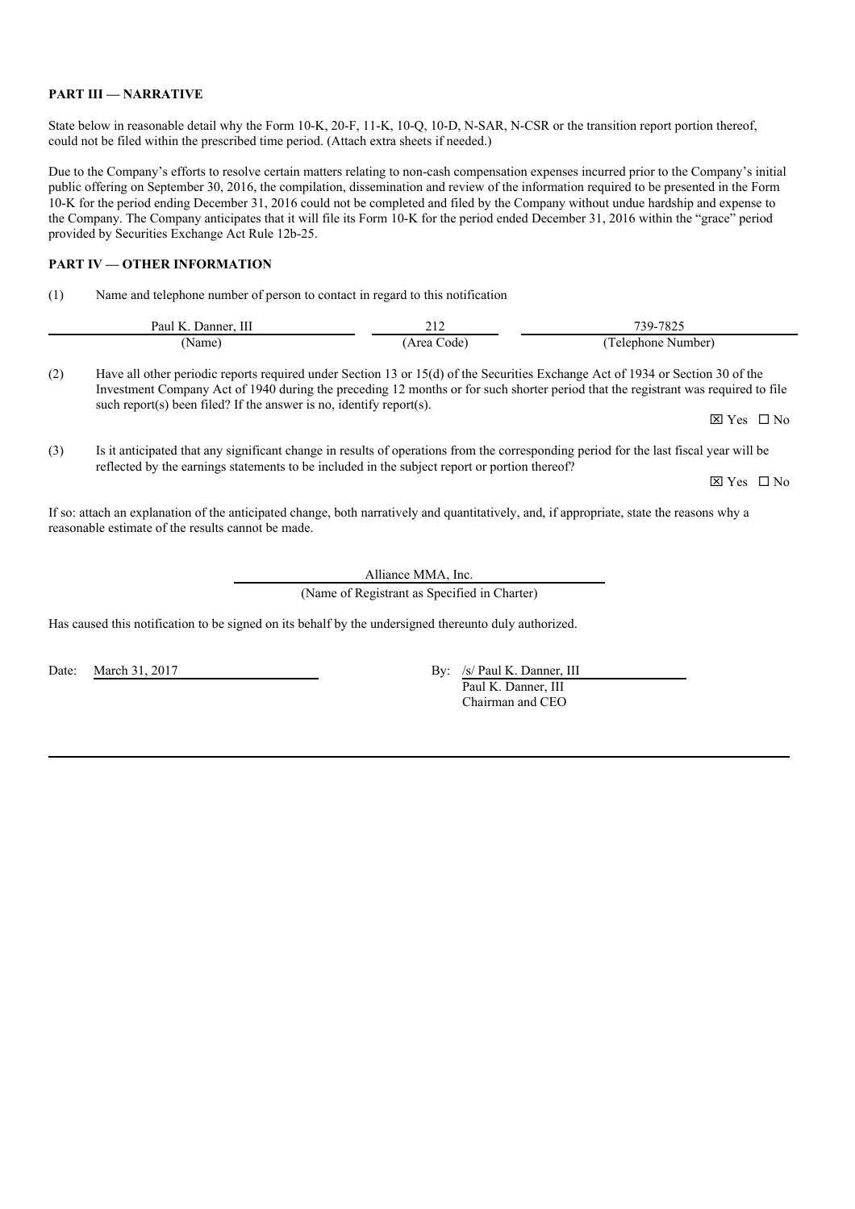**PART III — NARRATIVE**

State below in reasonable detail why the Form 10-K, 20-F, 11-K, 10-Q, 10-D, N-SAR, N-CSR or the transition report portion thereof, could not be filed within the prescribed time period. (Attach extra sheets if needed.)

Due to the Company's efforts to resolve certain matters relating to non-cash compensation expenses incurred prior to the Company's initial public offering on September 30, 2016, the compilation, dissemination and review of the information required to be presented in the Form 10-K for the period ending December 31, 2016 could not be completed and filed by the Company without undue hardship and expense to the Company. The Company anticipates that it will file its Form 10-K for the period ended December 31, 2016 within the "grace" period provided by Securities Exchange Act Rule 12b-25.

**PART IV — OTHER INFORMATION**

(1) Name and telephone number of person to contact in regard to this notification

| Paul K. Danner, III | 212 | 739-7825 |
| --- | --- | --- |
| (Name) | (Area Code) | (Telephone Number) |

(2) Have all other periodic reports required under Section 13 or 15(d) of the Securities Exchange Act of 1934 or Section 30 of the Investment Company Act of 1940 during the preceding 12 months or for such shorter period that the registrant was required to file such report(s) been filed? If the answer is no, identify report(s).

☒ Yes ☐ No

(3) Is it anticipated that any significant change in results of operations from the corresponding period for the last fiscal year will be reflected by the earnings statements to be included in the subject report or portion thereof?

☒ Yes ☐ No

If so: attach an explanation of the anticipated change, both narratively and quantitatively, and, if appropriate, state the reasons why a reasonable estimate of the results cannot be made.

Alliance MMA, Inc.
(Name of Registrant as Specified in Charter)

Has caused this notification to be signed on its behalf by the undersigned thereunto duly authorized.

Date: March 31, 2017

By: /s/ Paul K. Danner, III
Paul K. Danner, III
Chairman and CEO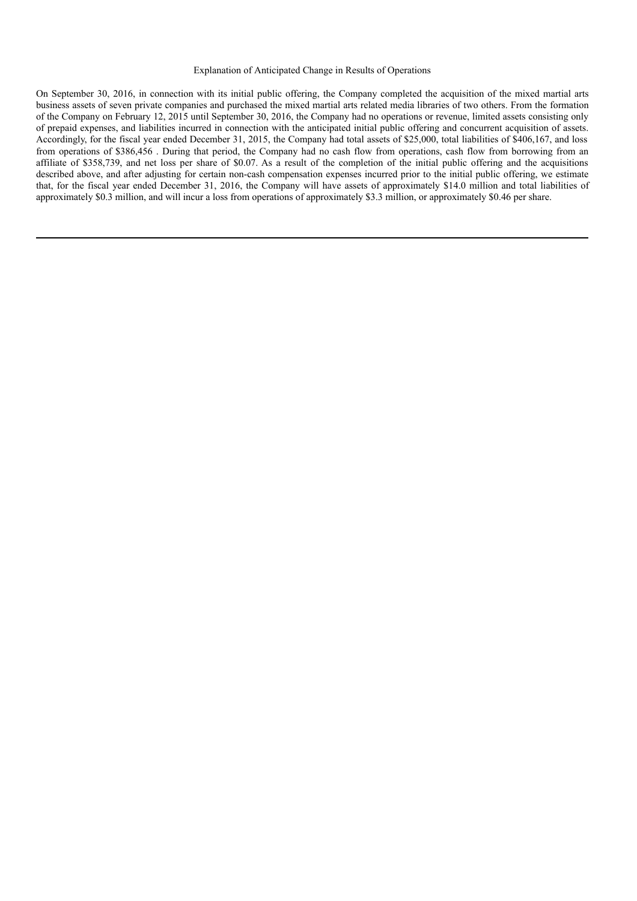## Explanation of Anticipated Change in Results of Operations

On September 30, 2016, in connection with its initial public offering, the Company completed the acquisition of the mixed martial arts business assets of seven private companies and purchased the mixed martial arts related media libraries of two others. From the formation of the Company on February 12, 2015 until September 30, 2016, the Company had no operations or revenue, limited assets consisting only of prepaid expenses, and liabilities incurred in connection with the anticipated initial public offering and concurrent acquisition of assets. Accordingly, for the fiscal year ended December 31, 2015, the Company had total assets of $25,000, total liabilities of $406,167, and loss from operations of $386,456 . During that period, the Company had no cash flow from operations, cash flow from borrowing from an affiliate of $358,739, and net loss per share of $0.07. As a result of the completion of the initial public offering and the acquisitions described above, and after adjusting for certain non-cash compensation expenses incurred prior to the initial public offering, we estimate that, for the fiscal year ended December 31, 2016, the Company will have assets of approximately $14.0 million and total liabilities of approximately $0.3 million, and will incur a loss from operations of approximately $3.3 million, or approximately $0.46 per share.